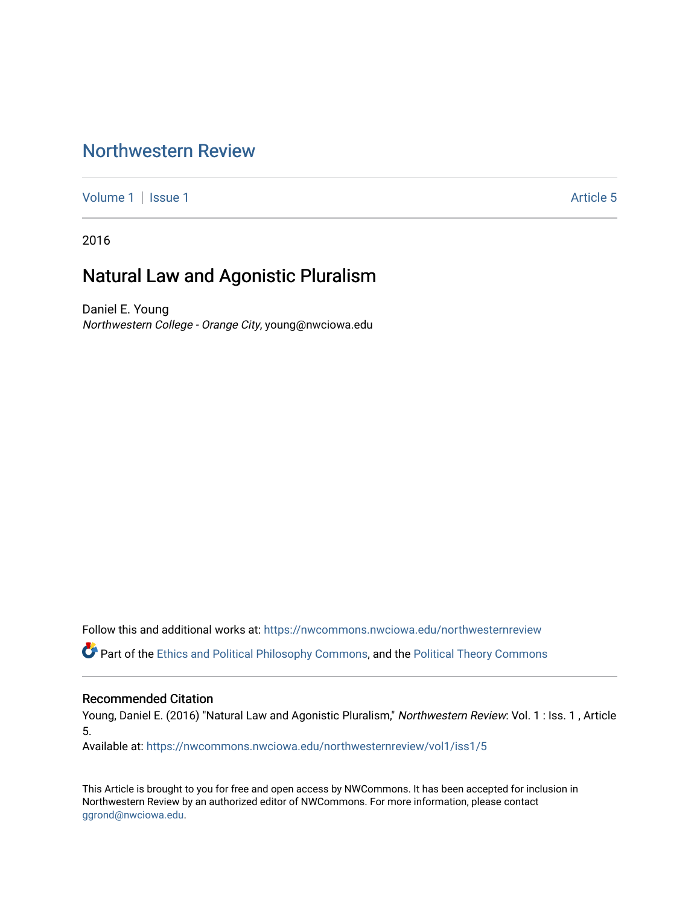# Northwestern Review

Volume 1 | Issue 1 | Article 5

2016

## Natural Law and Agonistic Pluralism

Daniel E. Young
*Northwestern College - Orange City*, young@nwciowa.edu

Follow this and additional works at: https://nwcommons.nwciowa.edu/northwesternreview

Part of the Ethics and Political Philosophy Commons, and the Political Theory Commons

### Recommended Citation

Young, Daniel E. (2016) "Natural Law and Agonistic Pluralism," *Northwestern Review*: Vol. 1 : Iss. 1 , Article 5.

Available at: https://nwcommons.nwciowa.edu/northwesternreview/vol1/iss1/5

This Article is brought to you for free and open access by NWCommons. It has been accepted for inclusion in Northwestern Review by an authorized editor of NWCommons. For more information, please contact ggrond@nwciowa.edu.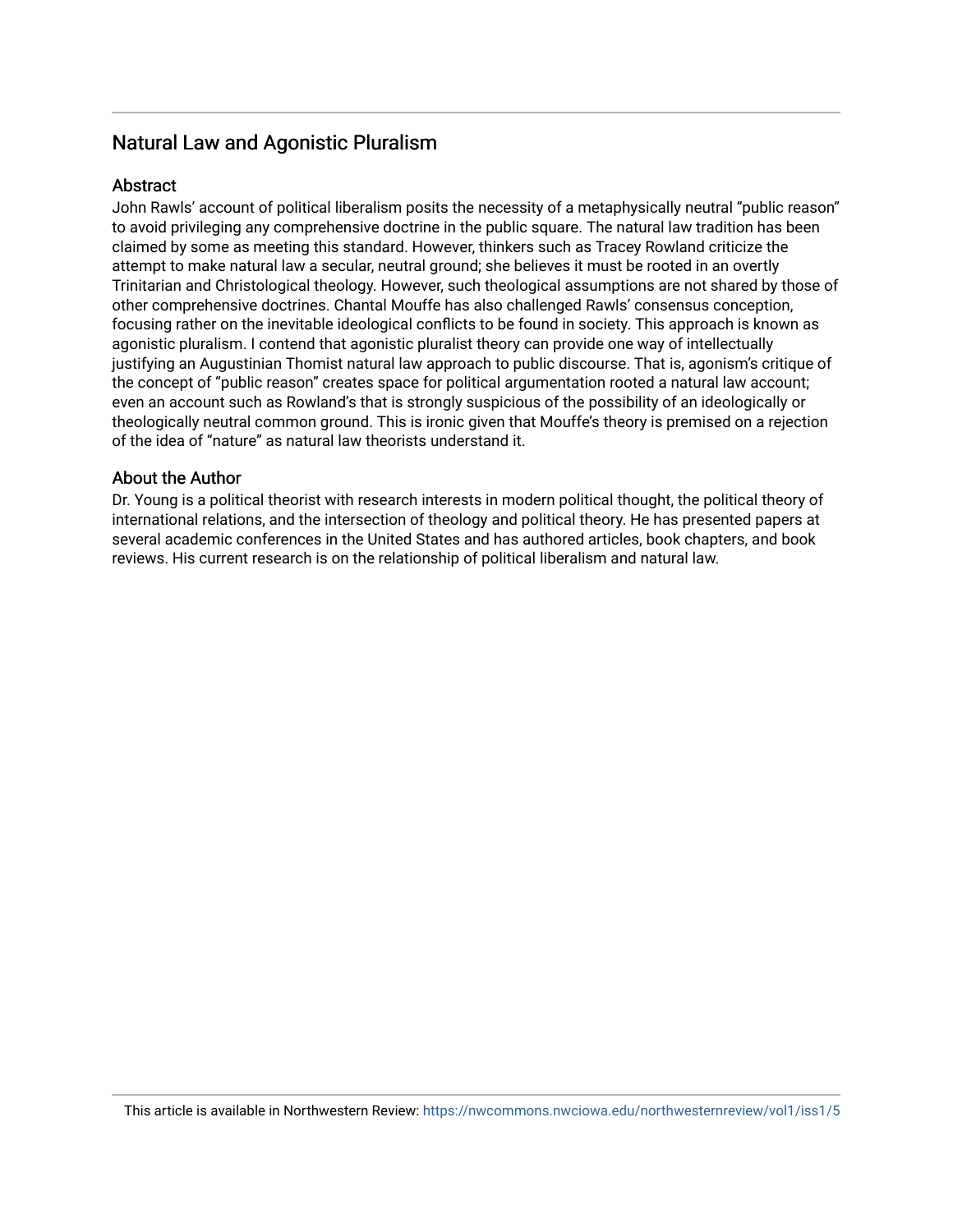## Natural Law and Agonistic Pluralism

### Abstract

John Rawls' account of political liberalism posits the necessity of a metaphysically neutral "public reason" to avoid privileging any comprehensive doctrine in the public square. The natural law tradition has been claimed by some as meeting this standard. However, thinkers such as Tracey Rowland criticize the attempt to make natural law a secular, neutral ground; she believes it must be rooted in an overtly Trinitarian and Christological theology. However, such theological assumptions are not shared by those of other comprehensive doctrines. Chantal Mouffe has also challenged Rawls' consensus conception, focusing rather on the inevitable ideological conflicts to be found in society. This approach is known as agonistic pluralism. I contend that agonistic pluralist theory can provide one way of intellectually justifying an Augustinian Thomist natural law approach to public discourse. That is, agonism's critique of the concept of "public reason" creates space for political argumentation rooted a natural law account; even an account such as Rowland's that is strongly suspicious of the possibility of an ideologically or theologically neutral common ground. This is ironic given that Mouffe's theory is premised on a rejection of the idea of "nature" as natural law theorists understand it.

### About the Author

Dr. Young is a political theorist with research interests in modern political thought, the political theory of international relations, and the intersection of theology and political theory. He has presented papers at several academic conferences in the United States and has authored articles, book chapters, and book reviews. His current research is on the relationship of political liberalism and natural law.

This article is available in Northwestern Review: https://nwcommons.nwciowa.edu/northwesternreview/vol1/iss1/5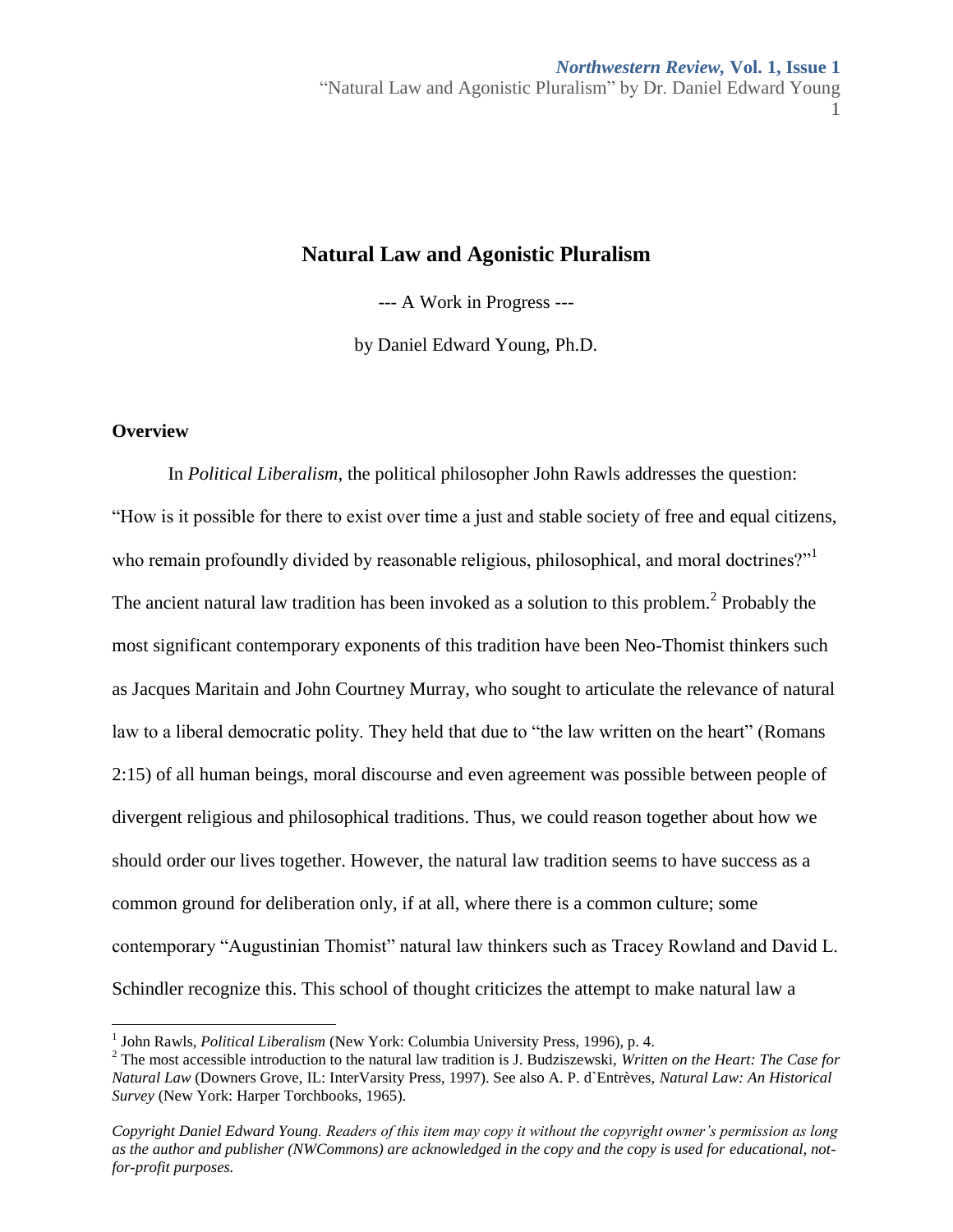# Natural Law and Agonistic Pluralism

--- A Work in Progress ---

by Daniel Edward Young, Ph.D.

### Overview

In *Political Liberalism*, the political philosopher John Rawls addresses the question: "How is it possible for there to exist over time a just and stable society of free and equal citizens, who remain profoundly divided by reasonable religious, philosophical, and moral doctrines?"[1] The ancient natural law tradition has been invoked as a solution to this problem.[2] Probably the most significant contemporary exponents of this tradition have been Neo-Thomist thinkers such as Jacques Maritain and John Courtney Murray, who sought to articulate the relevance of natural law to a liberal democratic polity. They held that due to "the law written on the heart" (Romans 2:15) of all human beings, moral discourse and even agreement was possible between people of divergent religious and philosophical traditions. Thus, we could reason together about how we should order our lives together. However, the natural law tradition seems to have success as a common ground for deliberation only, if at all, where there is a common culture; some contemporary "Augustinian Thomist" natural law thinkers such as Tracey Rowland and David L. Schindler recognize this. This school of thought criticizes the attempt to make natural law a

---

[1] John Rawls, *Political Liberalism* (New York: Columbia University Press, 1996), p. 4.

[2] The most accessible introduction to the natural law tradition is J. Budziszewski, *Written on the Heart: The Case for Natural Law* (Downers Grove, IL: InterVarsity Press, 1997). See also A. P. d`Entrèves, *Natural Law: An Historical Survey* (New York: Harper Torchbooks, 1965).

*Copyright Daniel Edward Young. Readers of this item may copy it without the copyright owner's permission as long as the author and publisher (NWCommons) are acknowledged in the copy and the copy is used for educational, not-for-profit purposes.*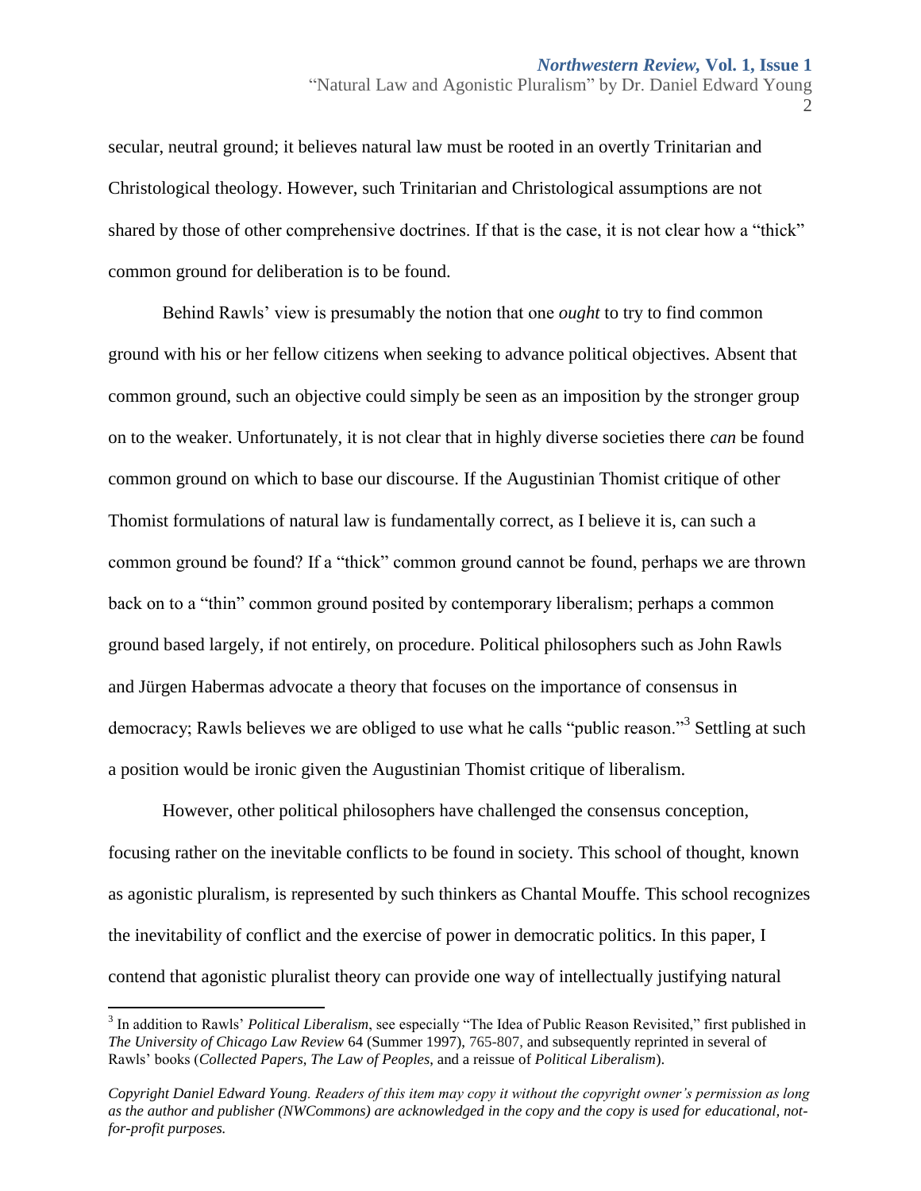secular, neutral ground; it believes natural law must be rooted in an overtly Trinitarian and Christological theology. However, such Trinitarian and Christological assumptions are not shared by those of other comprehensive doctrines. If that is the case, it is not clear how a "thick" common ground for deliberation is to be found.

Behind Rawls' view is presumably the notion that one *ought* to try to find common ground with his or her fellow citizens when seeking to advance political objectives. Absent that common ground, such an objective could simply be seen as an imposition by the stronger group on to the weaker. Unfortunately, it is not clear that in highly diverse societies there *can* be found common ground on which to base our discourse. If the Augustinian Thomist critique of other Thomist formulations of natural law is fundamentally correct, as I believe it is, can such a common ground be found? If a "thick" common ground cannot be found, perhaps we are thrown back on to a "thin" common ground posited by contemporary liberalism; perhaps a common ground based largely, if not entirely, on procedure. Political philosophers such as John Rawls and Jürgen Habermas advocate a theory that focuses on the importance of consensus in democracy; Rawls believes we are obliged to use what he calls "public reason."[3] Settling at such a position would be ironic given the Augustinian Thomist critique of liberalism.

However, other political philosophers have challenged the consensus conception, focusing rather on the inevitable conflicts to be found in society. This school of thought, known as agonistic pluralism, is represented by such thinkers as Chantal Mouffe. This school recognizes the inevitability of conflict and the exercise of power in democratic politics. In this paper, I contend that agonistic pluralist theory can provide one way of intellectually justifying natural

---

[3] In addition to Rawls' *Political Liberalism*, see especially "The Idea of Public Reason Revisited," first published in *The University of Chicago Law Review* 64 (Summer 1997), 765-807, and subsequently reprinted in several of Rawls' books (*Collected Papers*, *The Law of Peoples*, and a reissue of *Political Liberalism*).

*Copyright Daniel Edward Young. Readers of this item may copy it without the copyright owner's permission as long as the author and publisher (NWCommons) are acknowledged in the copy and the copy is used for educational, not-for-profit purposes.*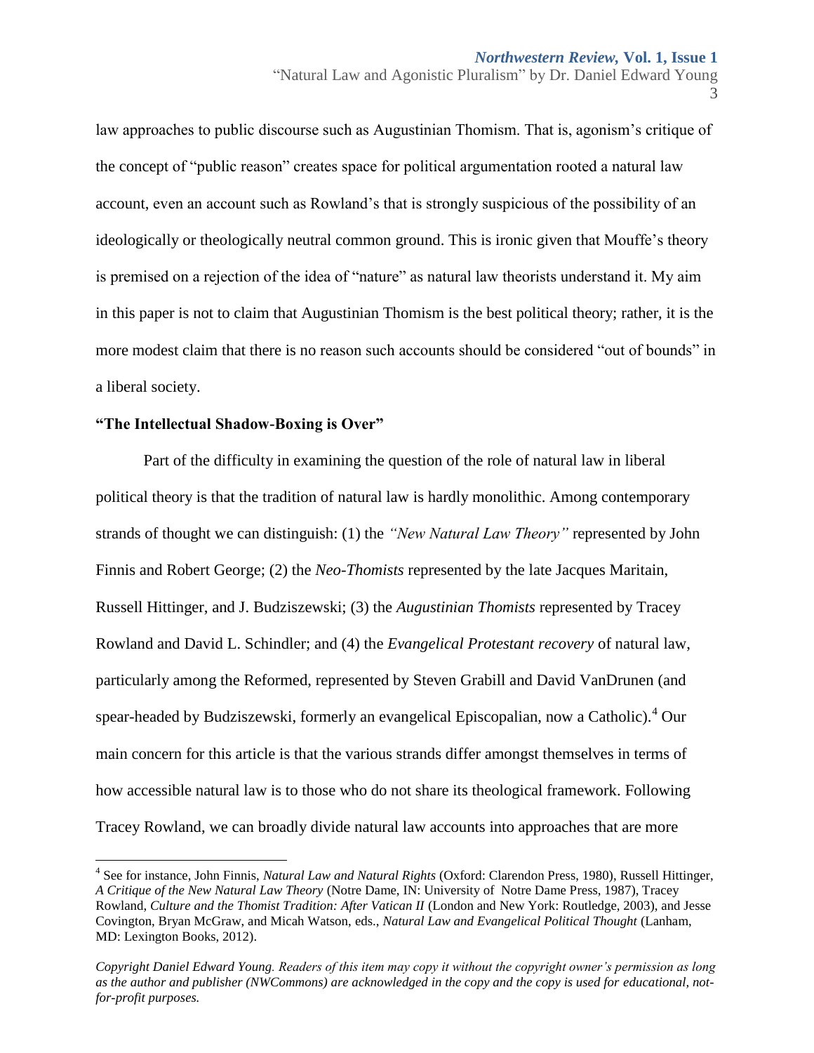law approaches to public discourse such as Augustinian Thomism. That is, agonism's critique of the concept of "public reason" creates space for political argumentation rooted a natural law account, even an account such as Rowland's that is strongly suspicious of the possibility of an ideologically or theologically neutral common ground. This is ironic given that Mouffe's theory is premised on a rejection of the idea of "nature" as natural law theorists understand it. My aim in this paper is not to claim that Augustinian Thomism is the best political theory; rather, it is the more modest claim that there is no reason such accounts should be considered "out of bounds" in a liberal society.

**"The Intellectual Shadow-Boxing is Over"**

Part of the difficulty in examining the question of the role of natural law in liberal political theory is that the tradition of natural law is hardly monolithic. Among contemporary strands of thought we can distinguish: (1) the *"New Natural Law Theory"* represented by John Finnis and Robert George; (2) the *Neo-Thomists* represented by the late Jacques Maritain, Russell Hittinger, and J. Budziszewski; (3) the *Augustinian Thomists* represented by Tracey Rowland and David L. Schindler; and (4) the *Evangelical Protestant recovery* of natural law, particularly among the Reformed, represented by Steven Grabill and David VanDrunen (and spear-headed by Budziszewski, formerly an evangelical Episcopalian, now a Catholic).[4] Our main concern for this article is that the various strands differ amongst themselves in terms of how accessible natural law is to those who do not share its theological framework. Following Tracey Rowland, we can broadly divide natural law accounts into approaches that are more

---

[4] See for instance, John Finnis, *Natural Law and Natural Rights* (Oxford: Clarendon Press, 1980), Russell Hittinger, *A Critique of the New Natural Law Theory* (Notre Dame, IN: University of Notre Dame Press, 1987), Tracey Rowland, *Culture and the Thomist Tradition: After Vatican II* (London and New York: Routledge, 2003), and Jesse Covington, Bryan McGraw, and Micah Watson, eds., *Natural Law and Evangelical Political Thought* (Lanham, MD: Lexington Books, 2012).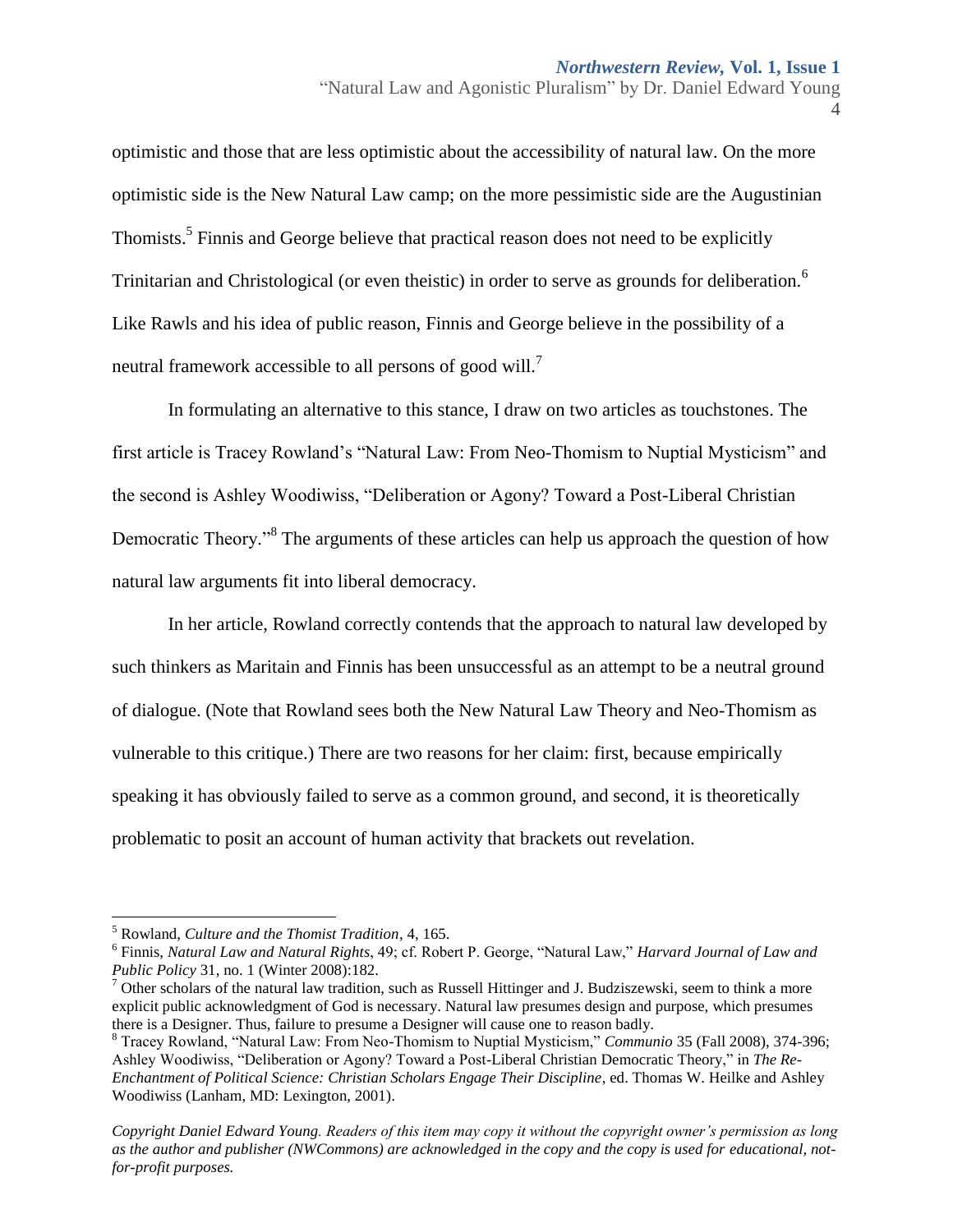optimistic and those that are less optimistic about the accessibility of natural law. On the more optimistic side is the New Natural Law camp; on the more pessimistic side are the Augustinian Thomists.[5] Finnis and George believe that practical reason does not need to be explicitly Trinitarian and Christological (or even theistic) in order to serve as grounds for deliberation.[6] Like Rawls and his idea of public reason, Finnis and George believe in the possibility of a neutral framework accessible to all persons of good will.[7]

In formulating an alternative to this stance, I draw on two articles as touchstones. The first article is Tracey Rowland's "Natural Law: From Neo-Thomism to Nuptial Mysticism" and the second is Ashley Woodiwiss, "Deliberation or Agony? Toward a Post-Liberal Christian Democratic Theory."[8] The arguments of these articles can help us approach the question of how natural law arguments fit into liberal democracy.

In her article, Rowland correctly contends that the approach to natural law developed by such thinkers as Maritain and Finnis has been unsuccessful as an attempt to be a neutral ground of dialogue. (Note that Rowland sees both the New Natural Law Theory and Neo-Thomism as vulnerable to this critique.) There are two reasons for her claim: first, because empirically speaking it has obviously failed to serve as a common ground, and second, it is theoretically problematic to posit an account of human activity that brackets out revelation.

---

[5] Rowland, *Culture and the Thomist Tradition*, 4, 165.

[6] Finnis, *Natural Law and Natural Rights*, 49; cf. Robert P. George, "Natural Law," *Harvard Journal of Law and Public Policy* 31, no. 1 (Winter 2008):182.

[7] Other scholars of the natural law tradition, such as Russell Hittinger and J. Budziszewski, seem to think a more explicit public acknowledgment of God is necessary. Natural law presumes design and purpose, which presumes there is a Designer. Thus, failure to presume a Designer will cause one to reason badly.

[8] Tracey Rowland, "Natural Law: From Neo-Thomism to Nuptial Mysticism," *Communio* 35 (Fall 2008), 374-396; Ashley Woodiwiss, "Deliberation or Agony? Toward a Post-Liberal Christian Democratic Theory," in *The Re-Enchantment of Political Science: Christian Scholars Engage Their Discipline*, ed. Thomas W. Heilke and Ashley Woodiwiss (Lanham, MD: Lexington, 2001).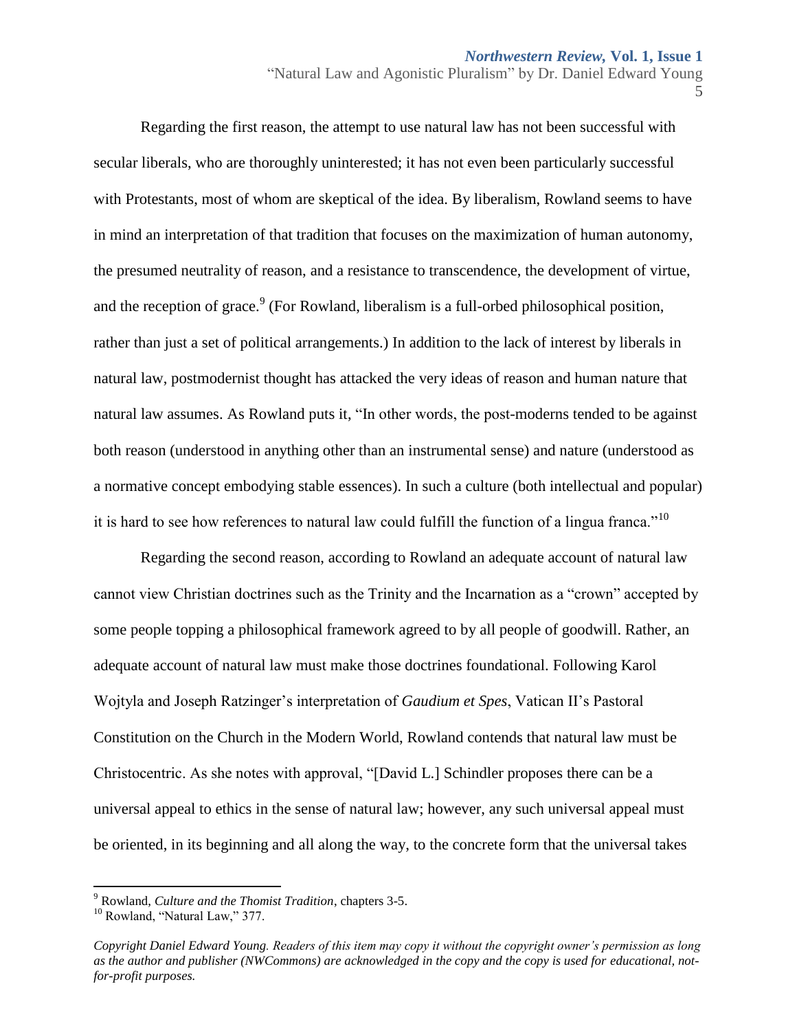Regarding the first reason, the attempt to use natural law has not been successful with secular liberals, who are thoroughly uninterested; it has not even been particularly successful with Protestants, most of whom are skeptical of the idea. By liberalism, Rowland seems to have in mind an interpretation of that tradition that focuses on the maximization of human autonomy, the presumed neutrality of reason, and a resistance to transcendence, the development of virtue, and the reception of grace.[9] (For Rowland, liberalism is a full-orbed philosophical position, rather than just a set of political arrangements.) In addition to the lack of interest by liberals in natural law, postmodernist thought has attacked the very ideas of reason and human nature that natural law assumes. As Rowland puts it, "In other words, the post-moderns tended to be against both reason (understood in anything other than an instrumental sense) and nature (understood as a normative concept embodying stable essences). In such a culture (both intellectual and popular) it is hard to see how references to natural law could fulfill the function of a lingua franca."[10]

Regarding the second reason, according to Rowland an adequate account of natural law cannot view Christian doctrines such as the Trinity and the Incarnation as a "crown" accepted by some people topping a philosophical framework agreed to by all people of goodwill. Rather, an adequate account of natural law must make those doctrines foundational. Following Karol Wojtyla and Joseph Ratzinger's interpretation of *Gaudium et Spes*, Vatican II's Pastoral Constitution on the Church in the Modern World, Rowland contends that natural law must be Christocentric. As she notes with approval, "[David L.] Schindler proposes there can be a universal appeal to ethics in the sense of natural law; however, any such universal appeal must be oriented, in its beginning and all along the way, to the concrete form that the universal takes

---

[9] Rowland, *Culture and the Thomist Tradition*, chapters 3-5.

[10] Rowland, "Natural Law," 377.

*Copyright Daniel Edward Young. Readers of this item may copy it without the copyright owner's permission as long as the author and publisher (NWCommons) are acknowledged in the copy and the copy is used for educational, not-for-profit purposes.*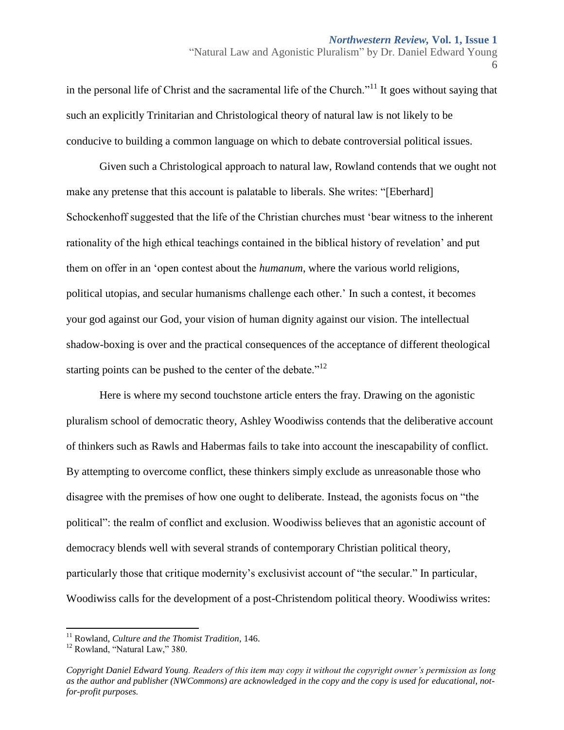in the personal life of Christ and the sacramental life of the Church."[11] It goes without saying that such an explicitly Trinitarian and Christological theory of natural law is not likely to be conducive to building a common language on which to debate controversial political issues.

Given such a Christological approach to natural law, Rowland contends that we ought not make any pretense that this account is palatable to liberals. She writes: "[Eberhard] Schockenhoff suggested that the life of the Christian churches must 'bear witness to the inherent rationality of the high ethical teachings contained in the biblical history of revelation' and put them on offer in an 'open contest about the *humanum*, where the various world religions, political utopias, and secular humanisms challenge each other.' In such a contest, it becomes your god against our God, your vision of human dignity against our vision. The intellectual shadow-boxing is over and the practical consequences of the acceptance of different theological starting points can be pushed to the center of the debate."[12]

Here is where my second touchstone article enters the fray. Drawing on the agonistic pluralism school of democratic theory, Ashley Woodiwiss contends that the deliberative account of thinkers such as Rawls and Habermas fails to take into account the inescapability of conflict. By attempting to overcome conflict, these thinkers simply exclude as unreasonable those who disagree with the premises of how one ought to deliberate. Instead, the agonists focus on "the political": the realm of conflict and exclusion. Woodiwiss believes that an agonistic account of democracy blends well with several strands of contemporary Christian political theory, particularly those that critique modernity's exclusivist account of "the secular." In particular, Woodiwiss calls for the development of a post-Christendom political theory. Woodiwiss writes:

---

[11] Rowland, *Culture and the Thomist Tradition*, 146.

[12] Rowland, "Natural Law," 380.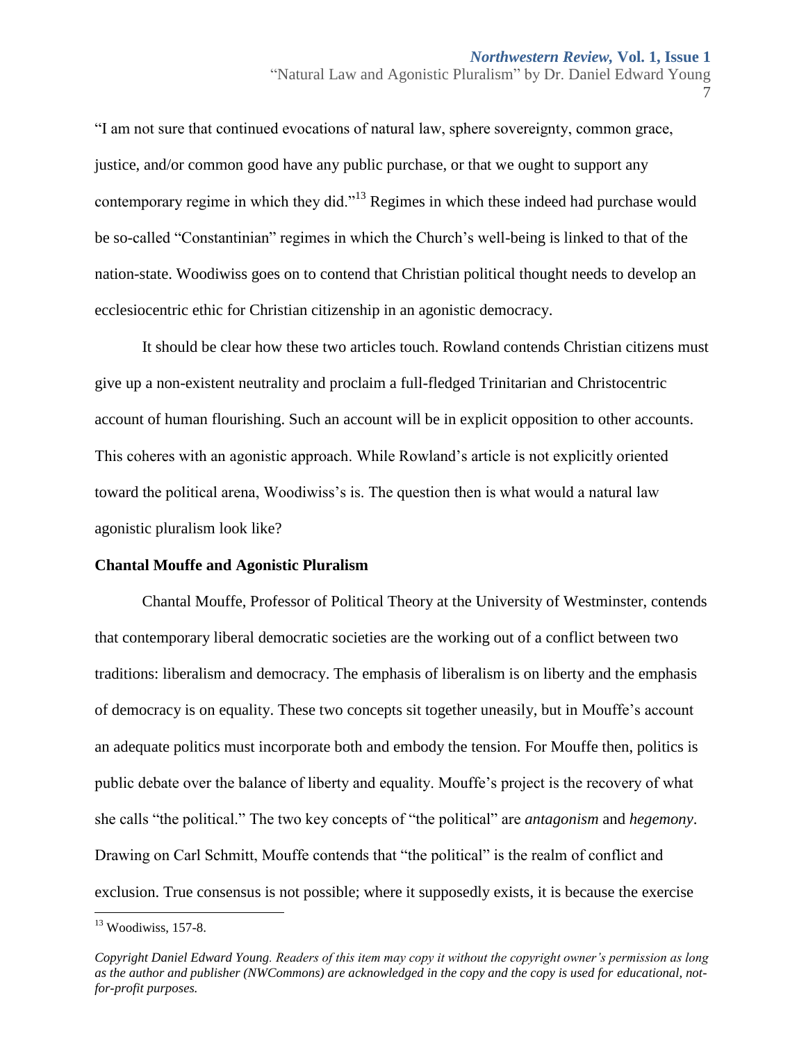"I am not sure that continued evocations of natural law, sphere sovereignty, common grace, justice, and/or common good have any public purchase, or that we ought to support any contemporary regime in which they did."[13] Regimes in which these indeed had purchase would be so-called "Constantinian" regimes in which the Church's well-being is linked to that of the nation-state. Woodiwiss goes on to contend that Christian political thought needs to develop an ecclesiocentric ethic for Christian citizenship in an agonistic democracy.

It should be clear how these two articles touch. Rowland contends Christian citizens must give up a non-existent neutrality and proclaim a full-fledged Trinitarian and Christocentric account of human flourishing. Such an account will be in explicit opposition to other accounts. This coheres with an agonistic approach. While Rowland's article is not explicitly oriented toward the political arena, Woodiwiss's is. The question then is what would a natural law agonistic pluralism look like?

**Chantal Mouffe and Agonistic Pluralism**

Chantal Mouffe, Professor of Political Theory at the University of Westminster, contends that contemporary liberal democratic societies are the working out of a conflict between two traditions: liberalism and democracy. The emphasis of liberalism is on liberty and the emphasis of democracy is on equality. These two concepts sit together uneasily, but in Mouffe's account an adequate politics must incorporate both and embody the tension. For Mouffe then, politics is public debate over the balance of liberty and equality. Mouffe's project is the recovery of what she calls "the political." The two key concepts of "the political" are *antagonism* and *hegemony*. Drawing on Carl Schmitt, Mouffe contends that "the political" is the realm of conflict and exclusion. True consensus is not possible; where it supposedly exists, it is because the exercise

[13] Woodiwiss, 157-8.

*Copyright Daniel Edward Young. Readers of this item may copy it without the copyright owner's permission as long as the author and publisher (NWCommons) are acknowledged in the copy and the copy is used for educational, not-for-profit purposes.*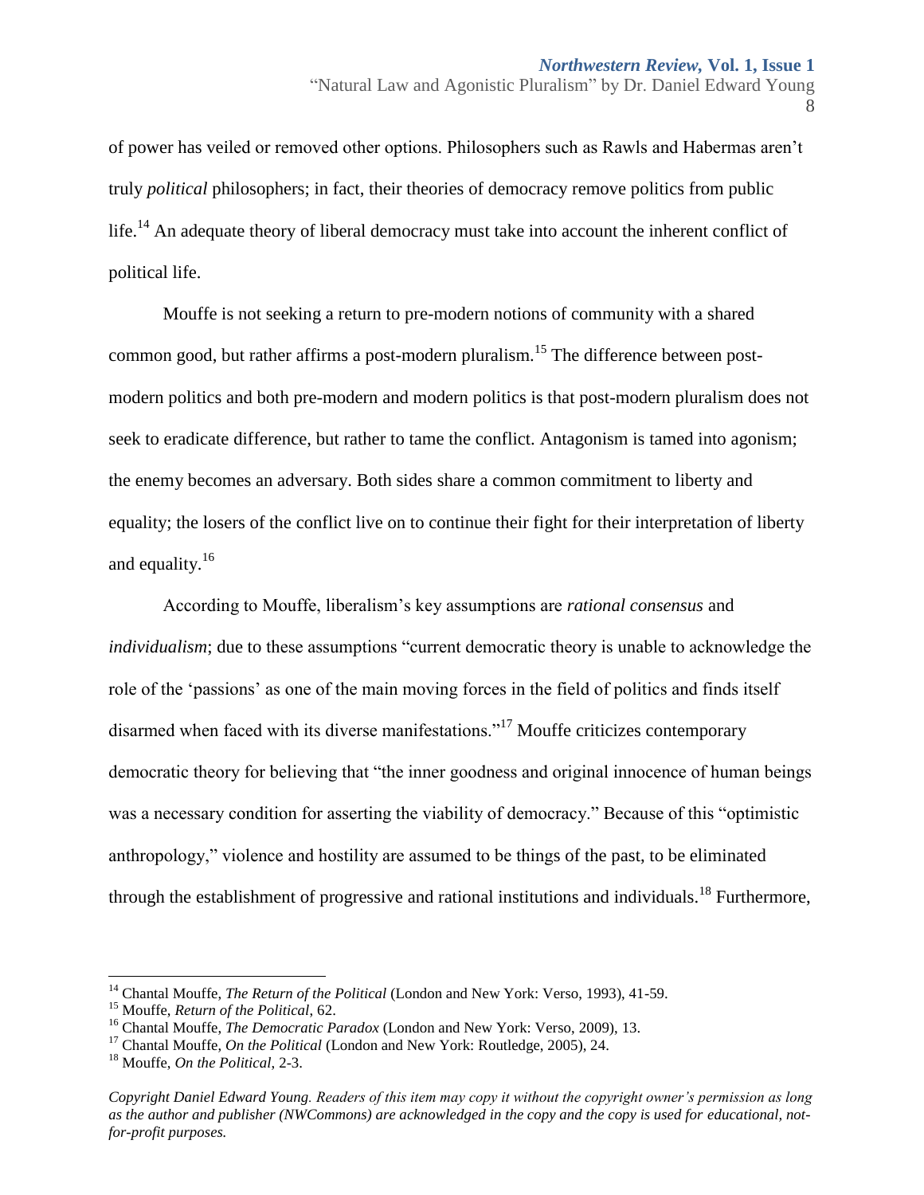of power has veiled or removed other options. Philosophers such as Rawls and Habermas aren't truly *political* philosophers; in fact, their theories of democracy remove politics from public life.[14] An adequate theory of liberal democracy must take into account the inherent conflict of political life.

Mouffe is not seeking a return to pre-modern notions of community with a shared common good, but rather affirms a post-modern pluralism.[15] The difference between post-modern politics and both pre-modern and modern politics is that post-modern pluralism does not seek to eradicate difference, but rather to tame the conflict. Antagonism is tamed into agonism; the enemy becomes an adversary. Both sides share a common commitment to liberty and equality; the losers of the conflict live on to continue their fight for their interpretation of liberty and equality.[16]

According to Mouffe, liberalism's key assumptions are *rational consensus* and *individualism*; due to these assumptions "current democratic theory is unable to acknowledge the role of the 'passions' as one of the main moving forces in the field of politics and finds itself disarmed when faced with its diverse manifestations."[17] Mouffe criticizes contemporary democratic theory for believing that "the inner goodness and original innocence of human beings was a necessary condition for asserting the viability of democracy." Because of this "optimistic anthropology," violence and hostility are assumed to be things of the past, to be eliminated through the establishment of progressive and rational institutions and individuals.[18] Furthermore,

---

[14] Chantal Mouffe, *The Return of the Political* (London and New York: Verso, 1993), 41-59.

[15] Mouffe, *Return of the Political*, 62.

[16] Chantal Mouffe, *The Democratic Paradox* (London and New York: Verso, 2009), 13.

[17] Chantal Mouffe, *On the Political* (London and New York: Routledge, 2005), 24.

[18] Mouffe, *On the Political*, 2-3.

*Copyright Daniel Edward Young. Readers of this item may copy it without the copyright owner's permission as long as the author and publisher (NWCommons) are acknowledged in the copy and the copy is used for educational, not-for-profit purposes.*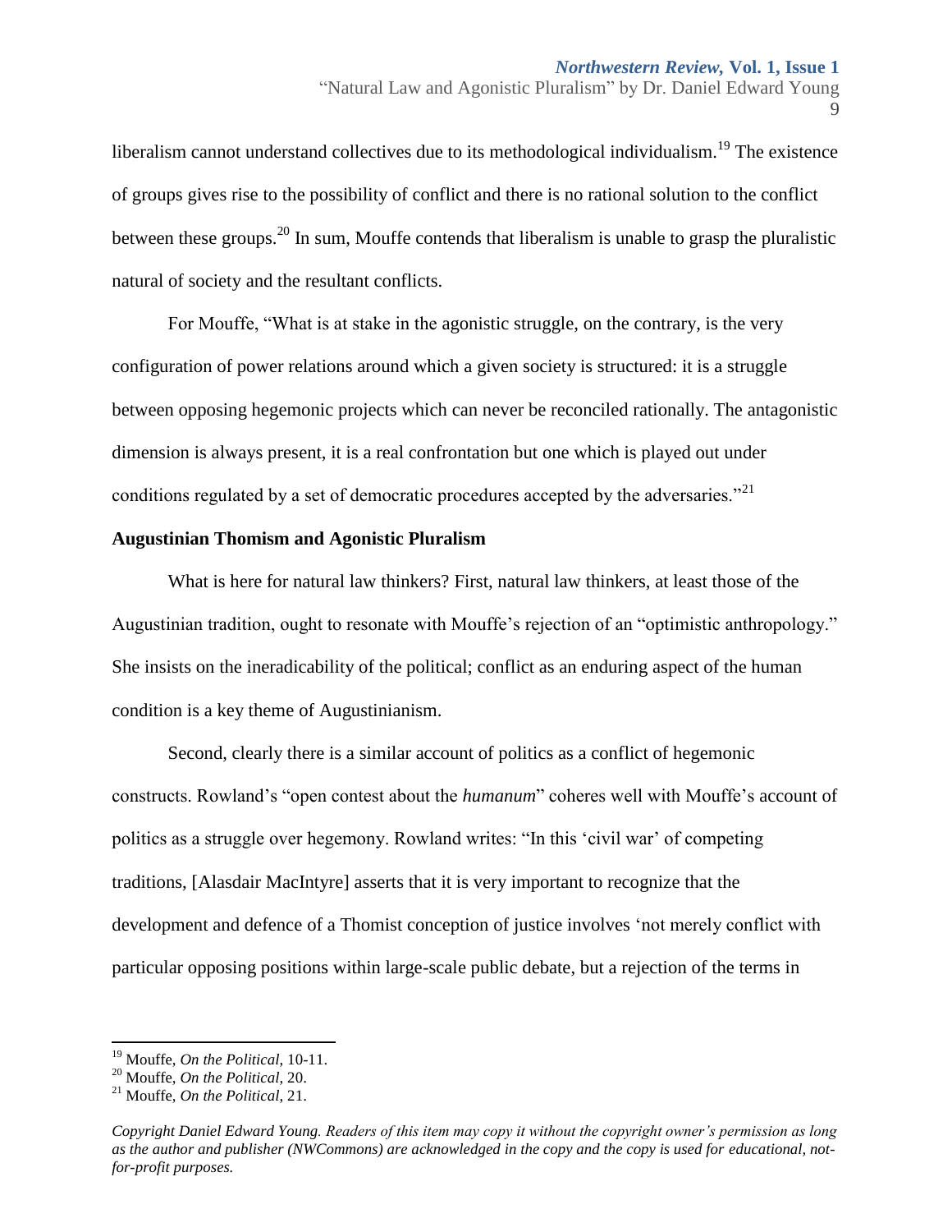liberalism cannot understand collectives due to its methodological individualism.[19] The existence of groups gives rise to the possibility of conflict and there is no rational solution to the conflict between these groups.[20] In sum, Mouffe contends that liberalism is unable to grasp the pluralistic natural of society and the resultant conflicts.

For Mouffe, "What is at stake in the agonistic struggle, on the contrary, is the very configuration of power relations around which a given society is structured: it is a struggle between opposing hegemonic projects which can never be reconciled rationally. The antagonistic dimension is always present, it is a real confrontation but one which is played out under conditions regulated by a set of democratic procedures accepted by the adversaries."[21]

### Augustinian Thomism and Agonistic Pluralism

What is here for natural law thinkers? First, natural law thinkers, at least those of the Augustinian tradition, ought to resonate with Mouffe's rejection of an "optimistic anthropology." She insists on the ineradicability of the political; conflict as an enduring aspect of the human condition is a key theme of Augustinianism.

Second, clearly there is a similar account of politics as a conflict of hegemonic constructs. Rowland's "open contest about the *humanum*" coheres well with Mouffe's account of politics as a struggle over hegemony. Rowland writes: "In this 'civil war' of competing traditions, [Alasdair MacIntyre] asserts that it is very important to recognize that the development and defence of a Thomist conception of justice involves 'not merely conflict with particular opposing positions within large-scale public debate, but a rejection of the terms in

---

[19] Mouffe, *On the Political*, 10-11.

[20] Mouffe, *On the Political*, 20.

[21] Mouffe, *On the Political*, 21.

*Copyright Daniel Edward Young. Readers of this item may copy it without the copyright owner's permission as long as the author and publisher (NWCommons) are acknowledged in the copy and the copy is used for educational, not-for-profit purposes.*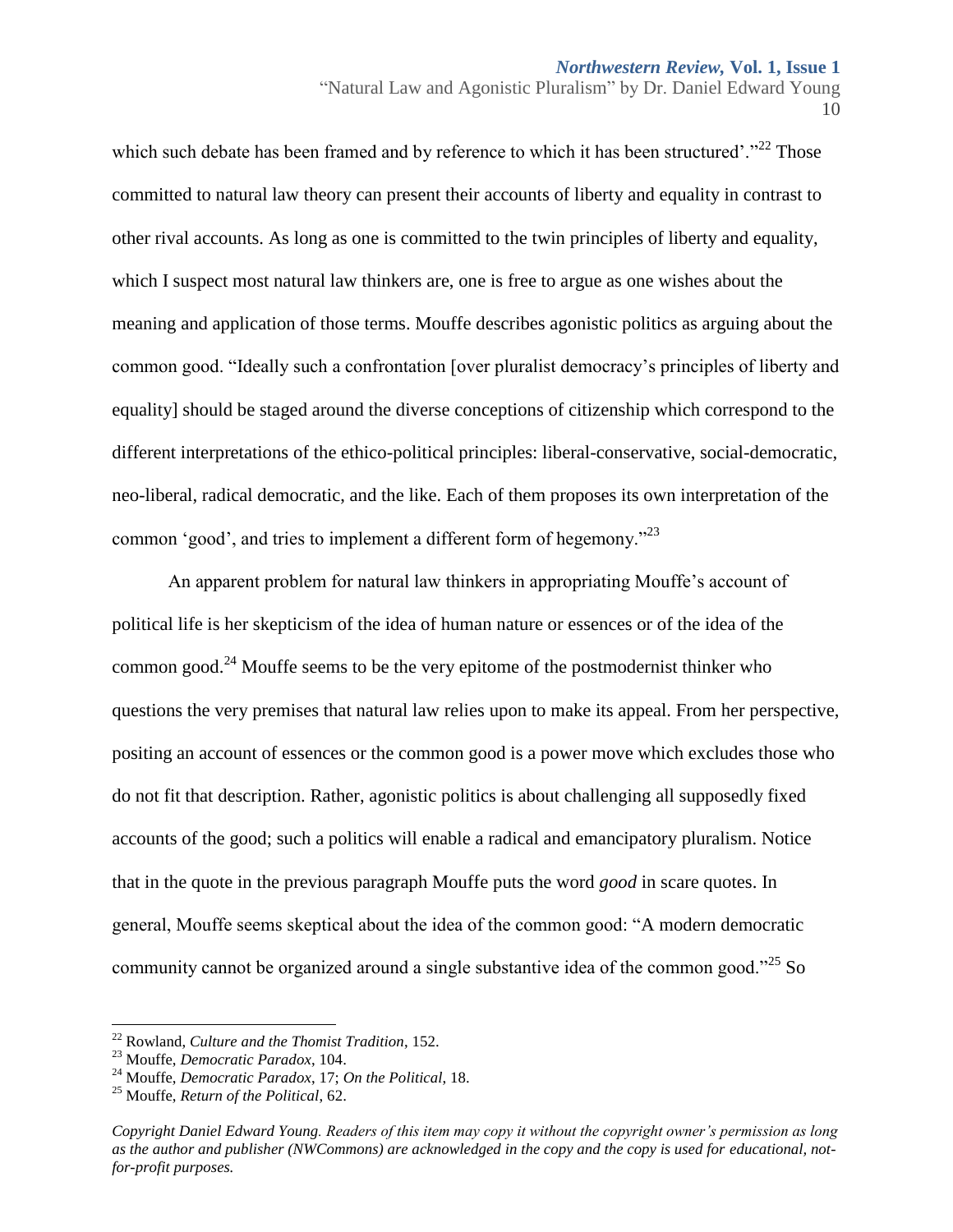which such debate has been framed and by reference to which it has been structured'."[22] Those committed to natural law theory can present their accounts of liberty and equality in contrast to other rival accounts. As long as one is committed to the twin principles of liberty and equality, which I suspect most natural law thinkers are, one is free to argue as one wishes about the meaning and application of those terms. Mouffe describes agonistic politics as arguing about the common good. "Ideally such a confrontation [over pluralist democracy's principles of liberty and equality] should be staged around the diverse conceptions of citizenship which correspond to the different interpretations of the ethico-political principles: liberal-conservative, social-democratic, neo-liberal, radical democratic, and the like. Each of them proposes its own interpretation of the common 'good', and tries to implement a different form of hegemony."[23]

An apparent problem for natural law thinkers in appropriating Mouffe's account of political life is her skepticism of the idea of human nature or essences or of the idea of the common good.[24] Mouffe seems to be the very epitome of the postmodernist thinker who questions the very premises that natural law relies upon to make its appeal. From her perspective, positing an account of essences or the common good is a power move which excludes those who do not fit that description. Rather, agonistic politics is about challenging all supposedly fixed accounts of the good; such a politics will enable a radical and emancipatory pluralism. Notice that in the quote in the previous paragraph Mouffe puts the word *good* in scare quotes. In general, Mouffe seems skeptical about the idea of the common good: "A modern democratic community cannot be organized around a single substantive idea of the common good."[25] So

---

[22] Rowland, *Culture and the Thomist Tradition*, 152.

[23] Mouffe, *Democratic Paradox*, 104.

[24] Mouffe, *Democratic Paradox*, 17; *On the Political*, 18.

[25] Mouffe, *Return of the Political*, 62.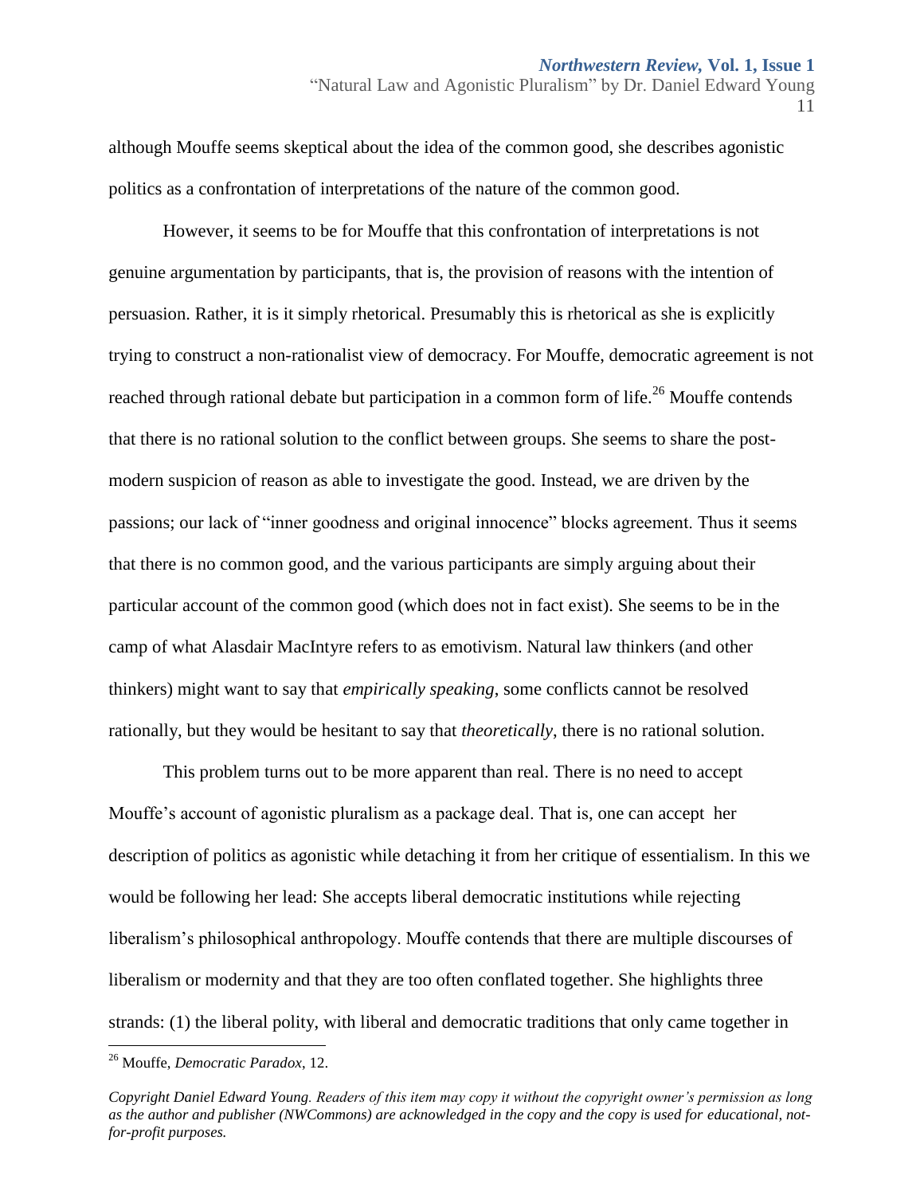although Mouffe seems skeptical about the idea of the common good, she describes agonistic politics as a confrontation of interpretations of the nature of the common good.

However, it seems to be for Mouffe that this confrontation of interpretations is not genuine argumentation by participants, that is, the provision of reasons with the intention of persuasion. Rather, it is it simply rhetorical. Presumably this is rhetorical as she is explicitly trying to construct a non-rationalist view of democracy. For Mouffe, democratic agreement is not reached through rational debate but participation in a common form of life.[26] Mouffe contends that there is no rational solution to the conflict between groups. She seems to share the post-modern suspicion of reason as able to investigate the good. Instead, we are driven by the passions; our lack of "inner goodness and original innocence" blocks agreement. Thus it seems that there is no common good, and the various participants are simply arguing about their particular account of the common good (which does not in fact exist). She seems to be in the camp of what Alasdair MacIntyre refers to as emotivism. Natural law thinkers (and other thinkers) might want to say that *empirically speaking*, some conflicts cannot be resolved rationally, but they would be hesitant to say that *theoretically*, there is no rational solution.

This problem turns out to be more apparent than real. There is no need to accept Mouffe's account of agonistic pluralism as a package deal. That is, one can accept her description of politics as agonistic while detaching it from her critique of essentialism. In this we would be following her lead: She accepts liberal democratic institutions while rejecting liberalism's philosophical anthropology. Mouffe contends that there are multiple discourses of liberalism or modernity and that they are too often conflated together. She highlights three strands: (1) the liberal polity, with liberal and democratic traditions that only came together in

[26] Mouffe, *Democratic Paradox*, 12.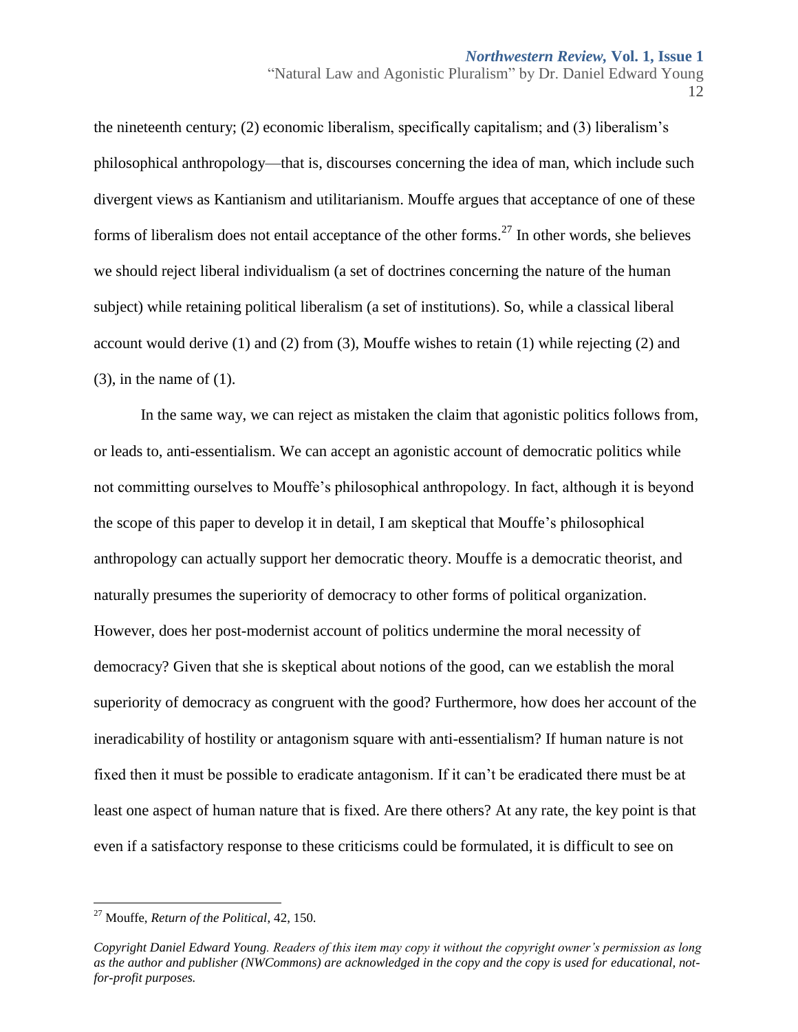the nineteenth century; (2) economic liberalism, specifically capitalism; and (3) liberalism's philosophical anthropology—that is, discourses concerning the idea of man, which include such divergent views as Kantianism and utilitarianism. Mouffe argues that acceptance of one of these forms of liberalism does not entail acceptance of the other forms.[27] In other words, she believes we should reject liberal individualism (a set of doctrines concerning the nature of the human subject) while retaining political liberalism (a set of institutions). So, while a classical liberal account would derive (1) and (2) from (3), Mouffe wishes to retain (1) while rejecting (2) and (3), in the name of (1).

In the same way, we can reject as mistaken the claim that agonistic politics follows from, or leads to, anti-essentialism. We can accept an agonistic account of democratic politics while not committing ourselves to Mouffe's philosophical anthropology. In fact, although it is beyond the scope of this paper to develop it in detail, I am skeptical that Mouffe's philosophical anthropology can actually support her democratic theory. Mouffe is a democratic theorist, and naturally presumes the superiority of democracy to other forms of political organization. However, does her post-modernist account of politics undermine the moral necessity of democracy? Given that she is skeptical about notions of the good, can we establish the moral superiority of democracy as congruent with the good? Furthermore, how does her account of the ineradicability of hostility or antagonism square with anti-essentialism? If human nature is not fixed then it must be possible to eradicate antagonism. If it can't be eradicated there must be at least one aspect of human nature that is fixed. Are there others? At any rate, the key point is that even if a satisfactory response to these criticisms could be formulated, it is difficult to see on

[27] Mouffe, *Return of the Political*, 42, 150.

*Copyright Daniel Edward Young. Readers of this item may copy it without the copyright owner's permission as long as the author and publisher (NWCommons) are acknowledged in the copy and the copy is used for educational, not-for-profit purposes.*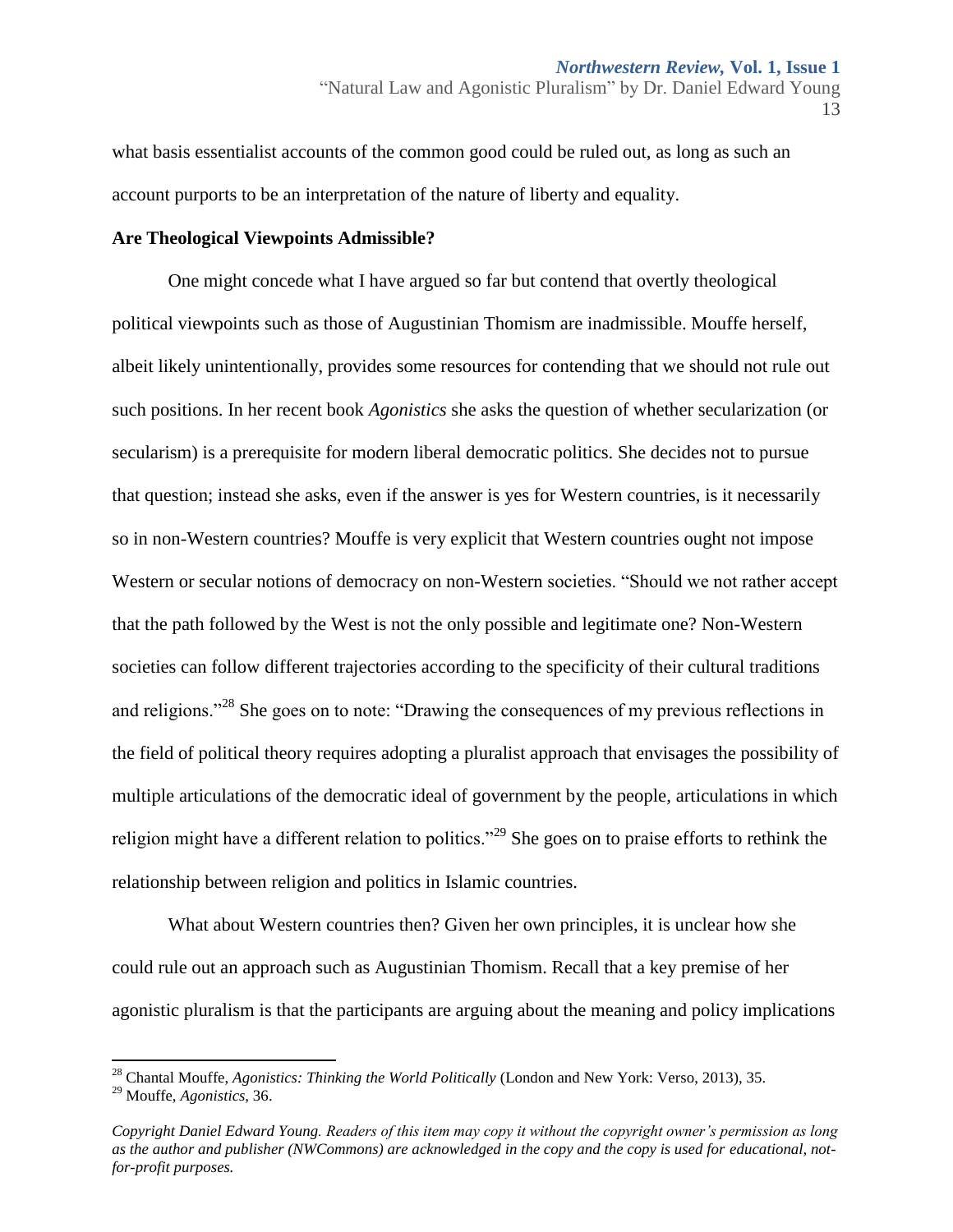what basis essentialist accounts of the common good could be ruled out, as long as such an account purports to be an interpretation of the nature of liberty and equality.

### Are Theological Viewpoints Admissible?

One might concede what I have argued so far but contend that overtly theological political viewpoints such as those of Augustinian Thomism are inadmissible. Mouffe herself, albeit likely unintentionally, provides some resources for contending that we should not rule out such positions. In her recent book *Agonistics* she asks the question of whether secularization (or secularism) is a prerequisite for modern liberal democratic politics. She decides not to pursue that question; instead she asks, even if the answer is yes for Western countries, is it necessarily so in non-Western countries? Mouffe is very explicit that Western countries ought not impose Western or secular notions of democracy on non-Western societies. "Should we not rather accept that the path followed by the West is not the only possible and legitimate one? Non-Western societies can follow different trajectories according to the specificity of their cultural traditions and religions."[28] She goes on to note: "Drawing the consequences of my previous reflections in the field of political theory requires adopting a pluralist approach that envisages the possibility of multiple articulations of the democratic ideal of government by the people, articulations in which religion might have a different relation to politics."[29] She goes on to praise efforts to rethink the relationship between religion and politics in Islamic countries.

What about Western countries then? Given her own principles, it is unclear how she could rule out an approach such as Augustinian Thomism. Recall that a key premise of her agonistic pluralism is that the participants are arguing about the meaning and policy implications

---

[28] Chantal Mouffe, *Agonistics: Thinking the World Politically* (London and New York: Verso, 2013), 35.

[29] Mouffe, *Agonistics*, 36.

*Copyright Daniel Edward Young. Readers of this item may copy it without the copyright owner's permission as long as the author and publisher (NWCommons) are acknowledged in the copy and the copy is used for educational, not-for-profit purposes.*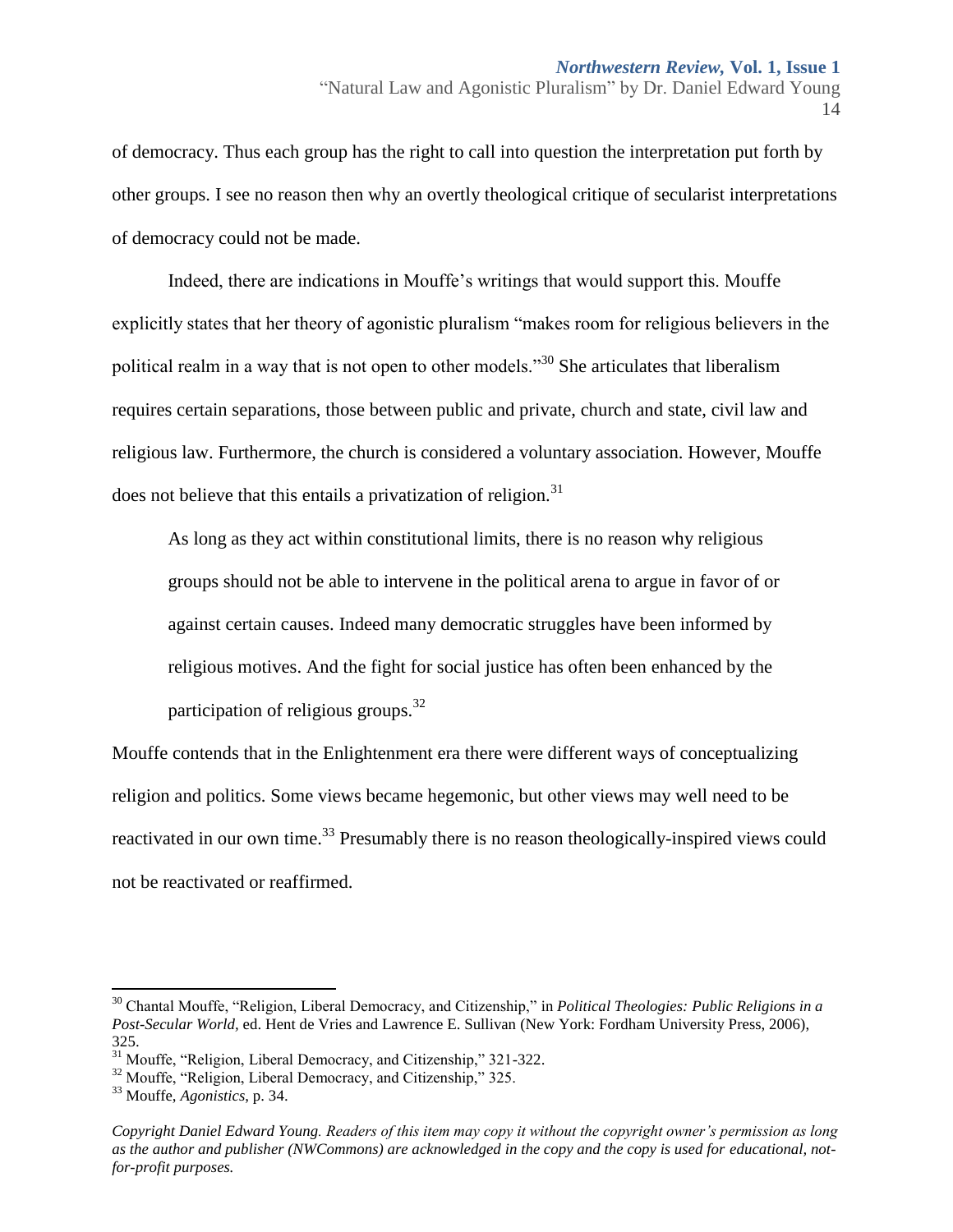of democracy. Thus each group has the right to call into question the interpretation put forth by other groups. I see no reason then why an overtly theological critique of secularist interpretations of democracy could not be made.

Indeed, there are indications in Mouffe's writings that would support this. Mouffe explicitly states that her theory of agonistic pluralism "makes room for religious believers in the political realm in a way that is not open to other models."[30] She articulates that liberalism requires certain separations, those between public and private, church and state, civil law and religious law. Furthermore, the church is considered a voluntary association. However, Mouffe does not believe that this entails a privatization of religion.[31]

> As long as they act within constitutional limits, there is no reason why religious groups should not be able to intervene in the political arena to argue in favor of or against certain causes. Indeed many democratic struggles have been informed by religious motives. And the fight for social justice has often been enhanced by the participation of religious groups.[32]

Mouffe contends that in the Enlightenment era there were different ways of conceptualizing religion and politics. Some views became hegemonic, but other views may well need to be reactivated in our own time.[33] Presumably there is no reason theologically-inspired views could not be reactivated or reaffirmed.

---

[30] Chantal Mouffe, "Religion, Liberal Democracy, and Citizenship," in *Political Theologies: Public Religions in a Post-Secular World,* ed. Hent de Vries and Lawrence E. Sullivan (New York: Fordham University Press, 2006), 325.

[31] Mouffe, "Religion, Liberal Democracy, and Citizenship," 321-322.

[32] Mouffe, "Religion, Liberal Democracy, and Citizenship," 325.

[33] Mouffe, *Agonistics,* p. 34.

*Copyright Daniel Edward Young. Readers of this item may copy it without the copyright owner's permission as long as the author and publisher (NWCommons) are acknowledged in the copy and the copy is used for educational, not-for-profit purposes.*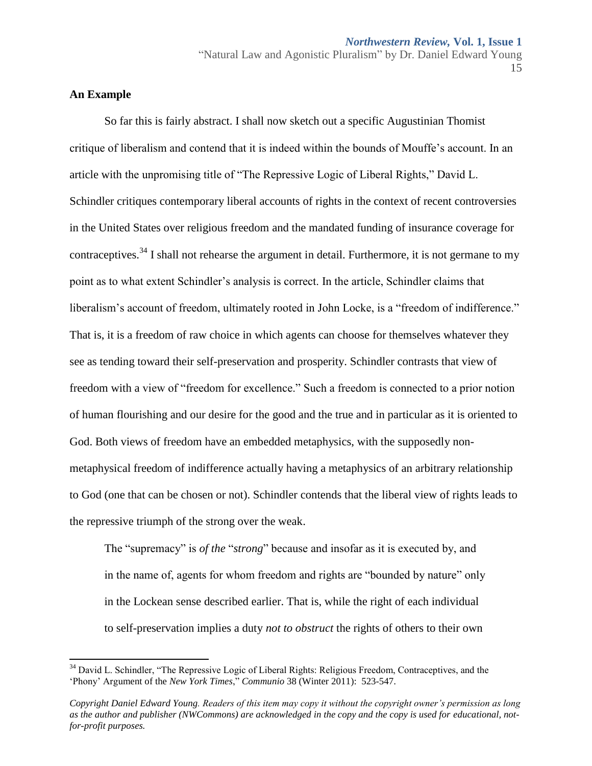## An Example

So far this is fairly abstract. I shall now sketch out a specific Augustinian Thomist critique of liberalism and contend that it is indeed within the bounds of Mouffe's account. In an article with the unpromising title of "The Repressive Logic of Liberal Rights," David L. Schindler critiques contemporary liberal accounts of rights in the context of recent controversies in the United States over religious freedom and the mandated funding of insurance coverage for contraceptives.[34] I shall not rehearse the argument in detail. Furthermore, it is not germane to my point as to what extent Schindler's analysis is correct. In the article, Schindler claims that liberalism's account of freedom, ultimately rooted in John Locke, is a "freedom of indifference." That is, it is a freedom of raw choice in which agents can choose for themselves whatever they see as tending toward their self-preservation and prosperity. Schindler contrasts that view of freedom with a view of "freedom for excellence." Such a freedom is connected to a prior notion of human flourishing and our desire for the good and the true and in particular as it is oriented to God. Both views of freedom have an embedded metaphysics, with the supposedly non-metaphysical freedom of indifference actually having a metaphysics of an arbitrary relationship to God (one that can be chosen or not). Schindler contends that the liberal view of rights leads to the repressive triumph of the strong over the weak.

> The "supremacy" is *of the* "*strong*" because and insofar as it is executed by, and in the name of, agents for whom freedom and rights are "bounded by nature" only in the Lockean sense described earlier. That is, while the right of each individual to self-preservation implies a duty *not to obstruct* the rights of others to their own

---

[34] David L. Schindler, "The Repressive Logic of Liberal Rights: Religious Freedom, Contraceptives, and the 'Phony' Argument of the *New York Times*," *Communio* 38 (Winter 2011): 523-547.

*Copyright Daniel Edward Young. Readers of this item may copy it without the copyright owner's permission as long as the author and publisher (NWCommons) are acknowledged in the copy and the copy is used for educational, not-for-profit purposes.*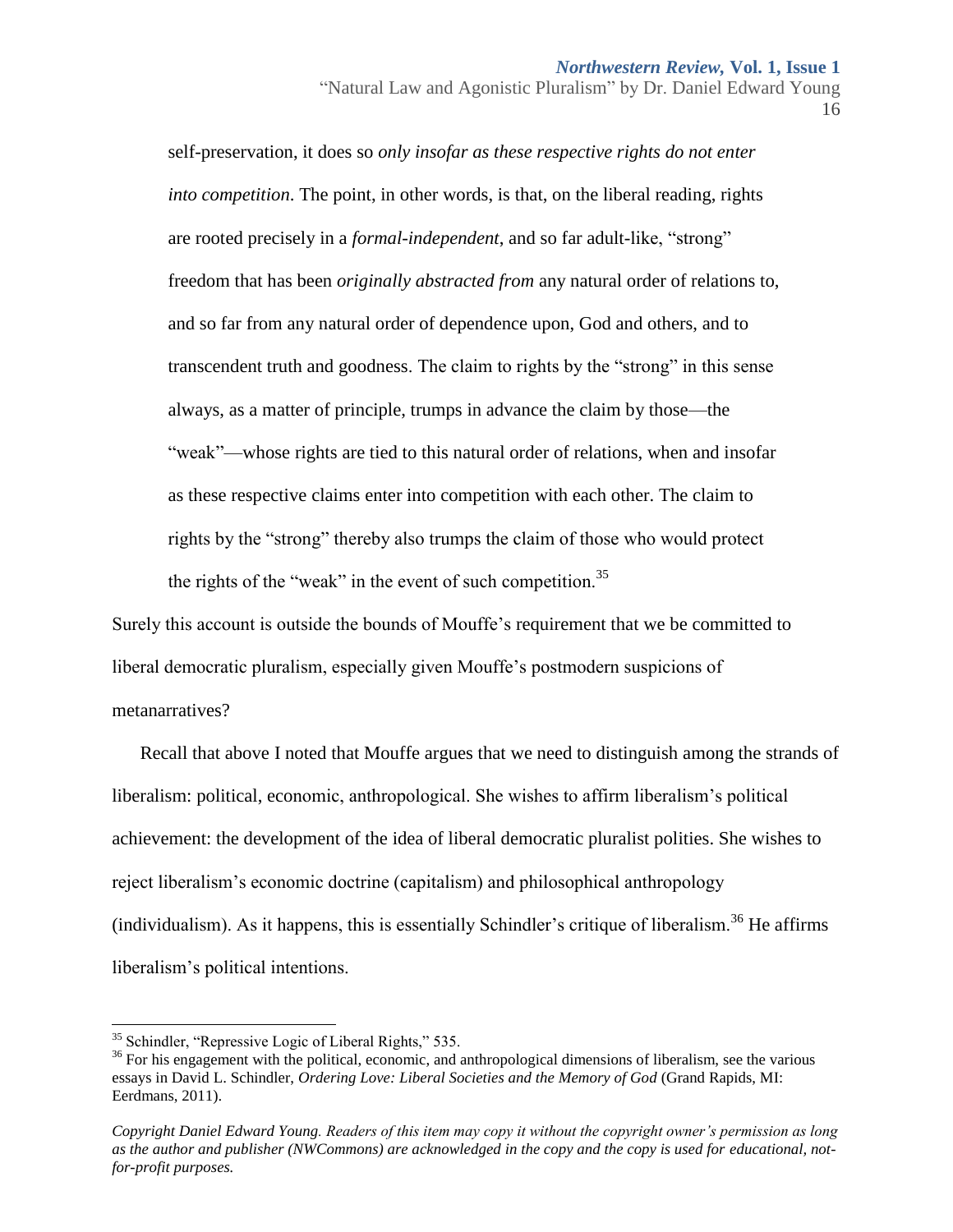> self-preservation, it does so *only insofar as these respective rights do not enter into competition*. The point, in other words, is that, on the liberal reading, rights are rooted precisely in a *formal-independent*, and so far adult-like, "strong" freedom that has been *originally abstracted from* any natural order of relations to, and so far from any natural order of dependence upon, God and others, and to transcendent truth and goodness. The claim to rights by the "strong" in this sense always, as a matter of principle, trumps in advance the claim by those—the "weak"—whose rights are tied to this natural order of relations, when and insofar as these respective claims enter into competition with each other. The claim to rights by the "strong" thereby also trumps the claim of those who would protect the rights of the "weak" in the event of such competition.[35]

Surely this account is outside the bounds of Mouffe's requirement that we be committed to liberal democratic pluralism, especially given Mouffe's postmodern suspicions of metanarratives?

Recall that above I noted that Mouffe argues that we need to distinguish among the strands of liberalism: political, economic, anthropological. She wishes to affirm liberalism's political achievement: the development of the idea of liberal democratic pluralist polities. She wishes to reject liberalism's economic doctrine (capitalism) and philosophical anthropology (individualism). As it happens, this is essentially Schindler's critique of liberalism.[36] He affirms liberalism's political intentions.

---

[35] Schindler, "Repressive Logic of Liberal Rights," 535.

[36] For his engagement with the political, economic, and anthropological dimensions of liberalism, see the various essays in David L. Schindler, *Ordering Love: Liberal Societies and the Memory of God* (Grand Rapids, MI: Eerdmans, 2011).

*Copyright Daniel Edward Young. Readers of this item may copy it without the copyright owner's permission as long as the author and publisher (NWCommons) are acknowledged in the copy and the copy is used for educational, not-for-profit purposes.*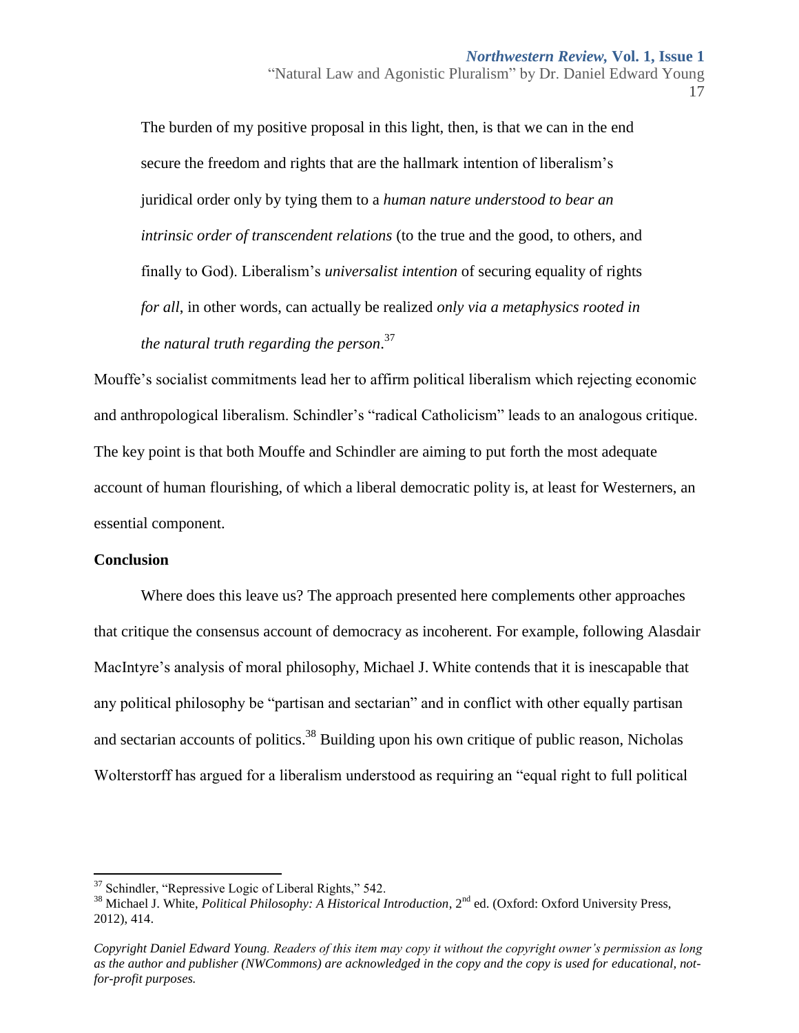> The burden of my positive proposal in this light, then, is that we can in the end secure the freedom and rights that are the hallmark intention of liberalism's juridical order only by tying them to a *human nature understood to bear an intrinsic order of transcendent relations* (to the true and the good, to others, and finally to God). Liberalism's *universalist intention* of securing equality of rights *for all*, in other words, can actually be realized *only via a metaphysics rooted in the natural truth regarding the person*.[37]

Mouffe's socialist commitments lead her to affirm political liberalism which rejecting economic and anthropological liberalism. Schindler's "radical Catholicism" leads to an analogous critique. The key point is that both Mouffe and Schindler are aiming to put forth the most adequate account of human flourishing, of which a liberal democratic polity is, at least for Westerners, an essential component.

**Conclusion**

Where does this leave us? The approach presented here complements other approaches that critique the consensus account of democracy as incoherent. For example, following Alasdair MacIntyre's analysis of moral philosophy, Michael J. White contends that it is inescapable that any political philosophy be "partisan and sectarian" and in conflict with other equally partisan and sectarian accounts of politics.[38] Building upon his own critique of public reason, Nicholas Wolterstorff has argued for a liberalism understood as requiring an "equal right to full political

---

[37] Schindler, "Repressive Logic of Liberal Rights," 542.

[38] Michael J. White, *Political Philosophy: A Historical Introduction*, 2nd ed. (Oxford: Oxford University Press, 2012), 414.

*Copyright Daniel Edward Young. Readers of this item may copy it without the copyright owner's permission as long as the author and publisher (NWCommons) are acknowledged in the copy and the copy is used for educational, not-for-profit purposes.*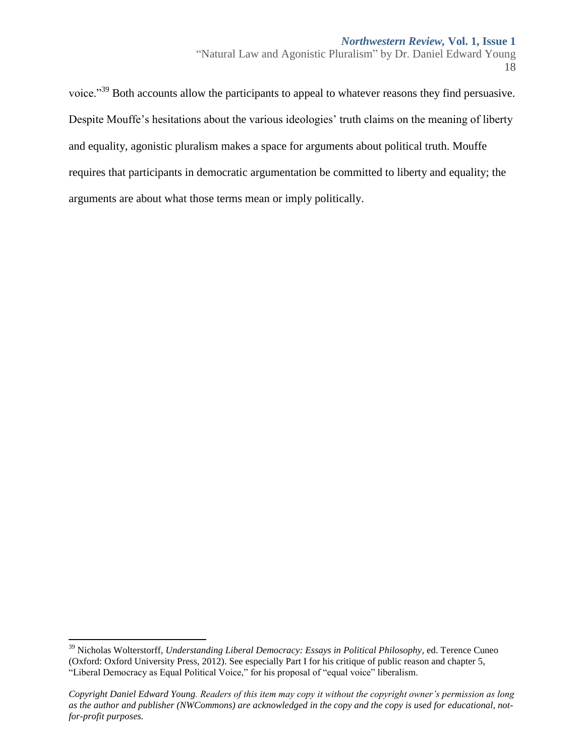voice."[39] Both accounts allow the participants to appeal to whatever reasons they find persuasive. Despite Mouffe's hesitations about the various ideologies' truth claims on the meaning of liberty and equality, agonistic pluralism makes a space for arguments about political truth. Mouffe requires that participants in democratic argumentation be committed to liberty and equality; the arguments are about what those terms mean or imply politically.

---

[39] Nicholas Wolterstorff, *Understanding Liberal Democracy: Essays in Political Philosophy*, ed. Terence Cuneo (Oxford: Oxford University Press, 2012). See especially Part I for his critique of public reason and chapter 5, "Liberal Democracy as Equal Political Voice," for his proposal of "equal voice" liberalism.

*Copyright Daniel Edward Young. Readers of this item may copy it without the copyright owner's permission as long as the author and publisher (NWCommons) are acknowledged in the copy and the copy is used for educational, not-for-profit purposes.*